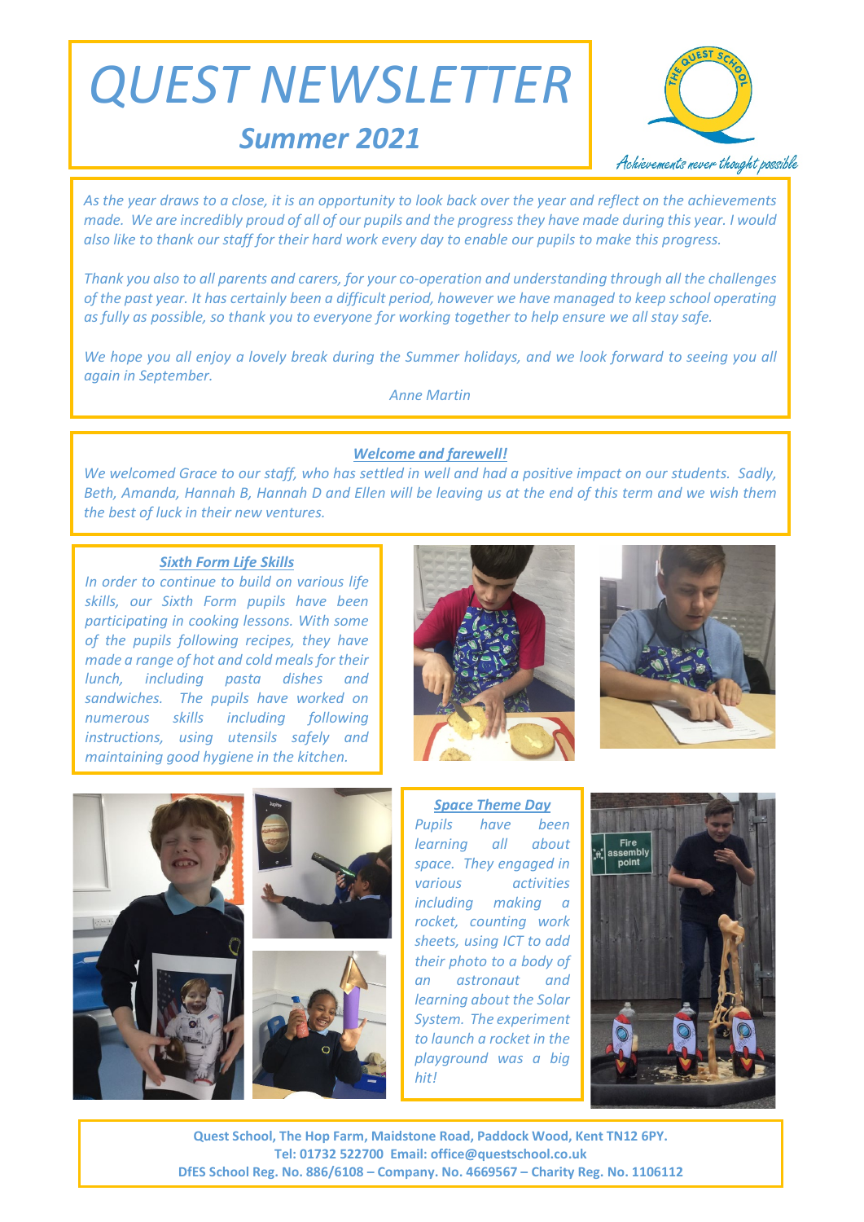# QUEST NEWSLETTER

## Summer 2021

Achievements never thought possible

*As the year draws to a close, it is an opportunity to look back over the year and reflect on the achievements made. We are incredibly proud of all of our pupils and the progress they have made during this year. I would also like to thank our staff for their hard work every day to enable our pupils to make this progress.*

*Thank you also to all parents and carers, for your co-operation and understanding through all the challenges of the past year. It has certainly been a difficult period, however we have managed to keep school operating as fully as possible, so thank you to everyone for working together to help ensure we all stay safe.*

*We hope you all enjoy a lovely break during the Summer holidays, and we look forward to seeing you all again in September.*

*Anne Martin*

### *Welcome and farewell!*

*We welcomed Grace to our staff, who has settled in well and had a positive impact on our students. Sadly, Beth, Amanda, Hannah B, Hannah D and Ellen will be leaving us at the end of this term and we wish them the best of luck in their new ventures.*

### *Sixth Form Life Skills*

*In order to continue to build on various life skills, our Sixth Form pupils have been participating in cooking lessons. With some of the pupils following recipes, they have made a range of hot and cold meals for their lunch, including pasta dishes and sandwiches. The pupils have worked on numerous skills including following instructions, using utensils safely and maintaining good hygiene in the kitchen.*

### *Space Theme Day*

*Pupils have been learning all about space. They engaged in various activities including making a rocket, counting work sheets, using ICT to add their photo to a body of an astronaut and learning about the Solar System. The experiment to launch a rocket in the playground was a big hit!*

**Quest School, The Hop Farm, Maidstone Road, Paddock Wood, Kent TN12 6PY.**
**Tel: 01732 522700 Email: office@questschool.co.uk**
**DfES School Reg. No. 886/6108 – Company. No. 4669567 – Charity Reg. No. 1106112**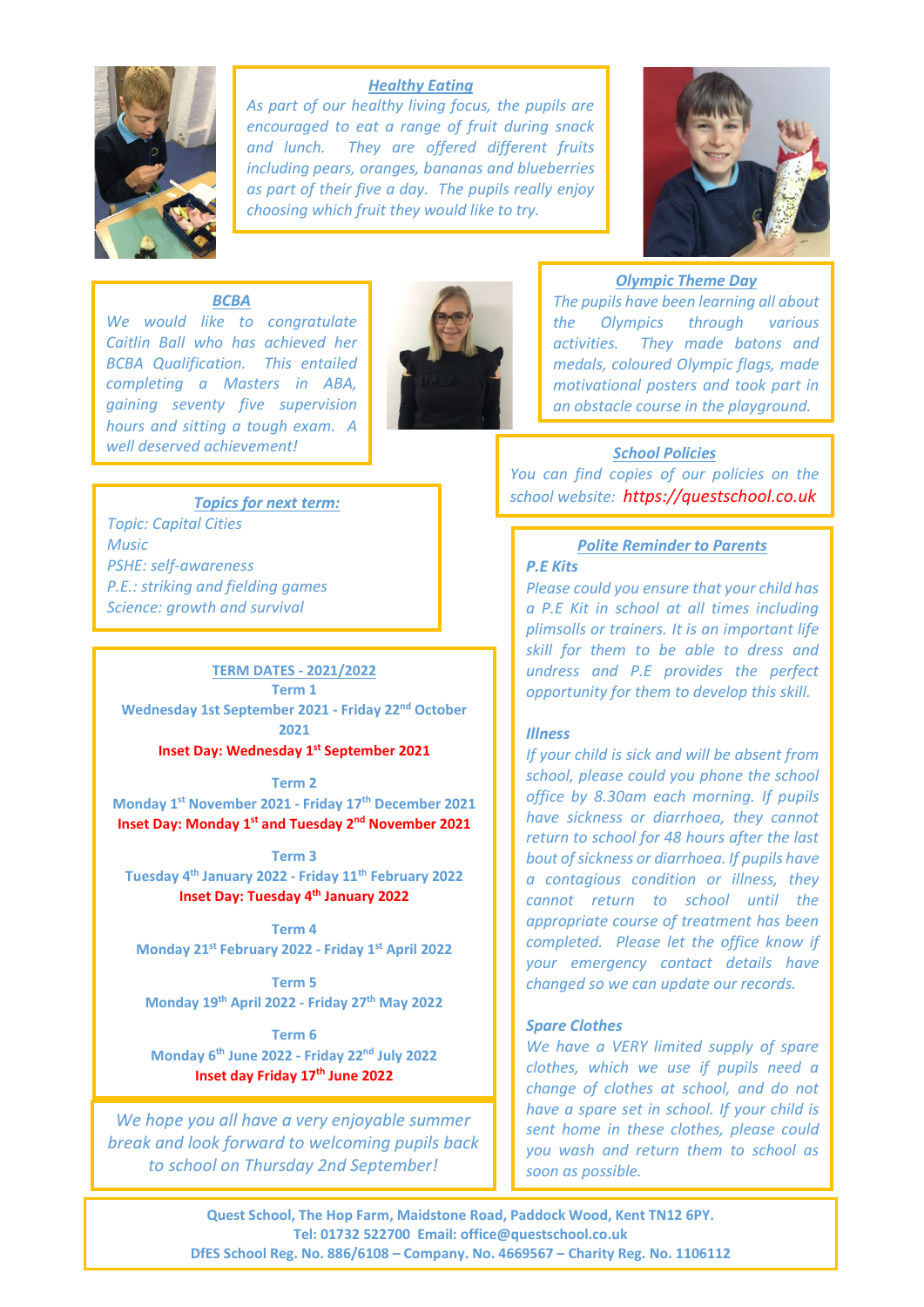## *Healthy Eating*

*As part of our healthy living focus, the pupils are encouraged to eat a range of fruit during snack and lunch. They are offered different fruits including pears, oranges, bananas and blueberries as part of their five a day. The pupils really enjoy choosing which fruit they would like to try.*

## *BCBA*

*We would like to congratulate Caitlin Ball who has achieved her BCBA Qualification. This entailed completing a Masters in ABA, gaining seventy five supervision hours and sitting a tough exam. A well deserved achievement!*

## *Olympic Theme Day*

*The pupils have been learning all about the Olympics through various activities. They made batons and medals, coloured Olympic flags, made motivational posters and took part in an obstacle course in the playground.*

## *Topics for next term:*

*Topic: Capital Cities*
*Music*
*PSHE: self-awareness*
*P.E.: striking and fielding games*
*Science: growth and survival*

## *School Policies*

*You can find copies of our policies on the school website:* *https://questschool.co.uk*

## TERM DATES - 2021/2022

**Term 1**
**Wednesday 1st September 2021 - Friday 22nd October 2021**
**Inset Day: Wednesday 1st September 2021**

**Term 2**
**Monday 1st November 2021 - Friday 17th December 2021**
**Inset Day: Monday 1st and Tuesday 2nd November 2021**

**Term 3**
**Tuesday 4th January 2022 - Friday 11th February 2022**
**Inset Day: Tuesday 4th January 2022**

**Term 4**
**Monday 21st February 2022 - Friday 1st April 2022**

**Term 5**
**Monday 19th April 2022 - Friday 27th May 2022**

**Term 6**
**Monday 6th June 2022 - Friday 22nd July 2022**
**Inset day Friday 17th June 2022**

*We hope you all have a very enjoyable summer break and look forward to welcoming pupils back to school on Thursday 2nd September!*

## *Polite Reminder to Parents*

### *P.E Kits*

*Please could you ensure that your child has a P.E Kit in school at all times including plimsolls or trainers. It is an important life skill for them to be able to dress and undress and P.E provides the perfect opportunity for them to develop this skill.*

### *Illness*

*If your child is sick and will be absent from school, please could you phone the school office by 8.30am each morning. If pupils have sickness or diarrhoea, they cannot return to school for 48 hours after the last bout of sickness or diarrhoea. If pupils have a contagious condition or illness, they cannot return to school until the appropriate course of treatment has been completed. Please let the office know if your emergency contact details have changed so we can update our records.*

### *Spare Clothes*

*We have a VERY limited supply of spare clothes, which we use if pupils need a change of clothes at school, and do not have a spare set in school. If your child is sent home in these clothes, please could you wash and return them to school as soon as possible.*

**Quest School, The Hop Farm, Maidstone Road, Paddock Wood, Kent TN12 6PY.**
**Tel: 01732 522700 Email: office@questschool.co.uk**
**DfES School Reg. No. 886/6108 – Company. No. 4669567 – Charity Reg. No. 1106112**